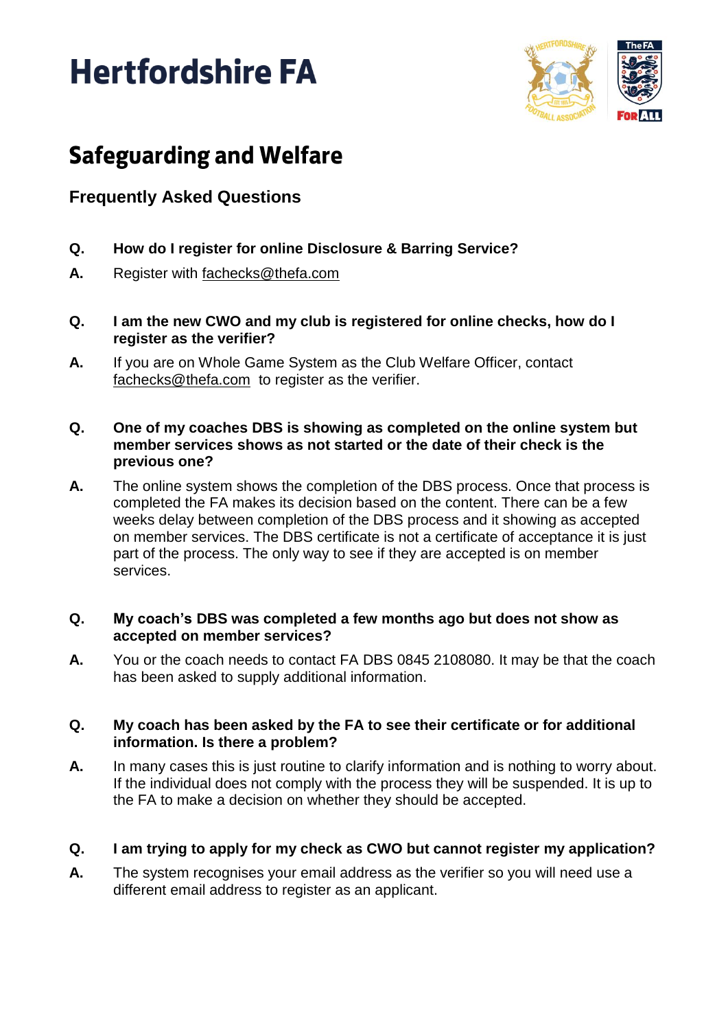# Hertfordshire FA

## Safeguarding and Welfare

### Frequently Asked Questions

**Q. How do I register for online Disclosure & Barring Service?**

**A.** Register with fachecks@thefa.com

**Q. I am the new CWO and my club is registered for online checks, how do I register as the verifier?**

**A.** If you are on Whole Game System as the Club Welfare Officer, contact fachecks@thefa.com to register as the verifier.

**Q. One of my coaches DBS is showing as completed on the online system but member services shows as not started or the date of their check is the previous one?**

**A.** The online system shows the completion of the DBS process. Once that process is completed the FA makes its decision based on the content. There can be a few weeks delay between completion of the DBS process and it showing as accepted on member services. The DBS certificate is not a certificate of acceptance it is just part of the process. The only way to see if they are accepted is on member services.

**Q. My coach's DBS was completed a few months ago but does not show as accepted on member services?**

**A.** You or the coach needs to contact FA DBS 0845 2108080. It may be that the coach has been asked to supply additional information.

**Q. My coach has been asked by the FA to see their certificate or for additional information. Is there a problem?**

**A.** In many cases this is just routine to clarify information and is nothing to worry about. If the individual does not comply with the process they will be suspended. It is up to the FA to make a decision on whether they should be accepted.

**Q. I am trying to apply for my check as CWO but cannot register my application?**

**A.** The system recognises your email address as the verifier so you will need use a different email address to register as an applicant.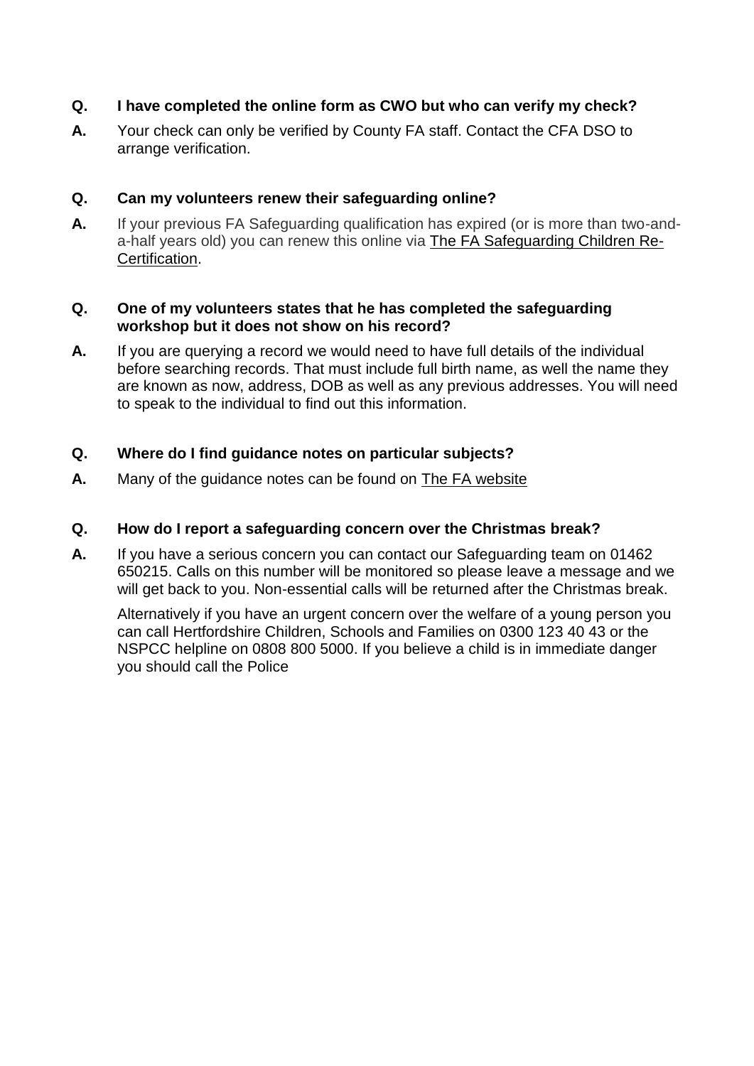**Q. I have completed the online form as CWO but who can verify my check?**

**A.** Your check can only be verified by County FA staff. Contact the CFA DSO to arrange verification.

**Q. Can my volunteers renew their safeguarding online?**

**A.** If your previous FA Safeguarding qualification has expired (or is more than two-and-a-half years old) you can renew this online via The FA Safeguarding Children Re-Certification.

**Q. One of my volunteers states that he has completed the safeguarding workshop but it does not show on his record?**

**A.** If you are querying a record we would need to have full details of the individual before searching records. That must include full birth name, as well the name they are known as now, address, DOB as well as any previous addresses. You will need to speak to the individual to find out this information.

**Q. Where do I find guidance notes on particular subjects?**

**A.** Many of the guidance notes can be found on The FA website

**Q. How do I report a safeguarding concern over the Christmas break?**

**A.** If you have a serious concern you can contact our Safeguarding team on 01462 650215. Calls on this number will be monitored so please leave a message and we will get back to you. Non-essential calls will be returned after the Christmas break.

Alternatively if you have an urgent concern over the welfare of a young person you can call Hertfordshire Children, Schools and Families on 0300 123 40 43 or the NSPCC helpline on 0808 800 5000. If you believe a child is in immediate danger you should call the Police